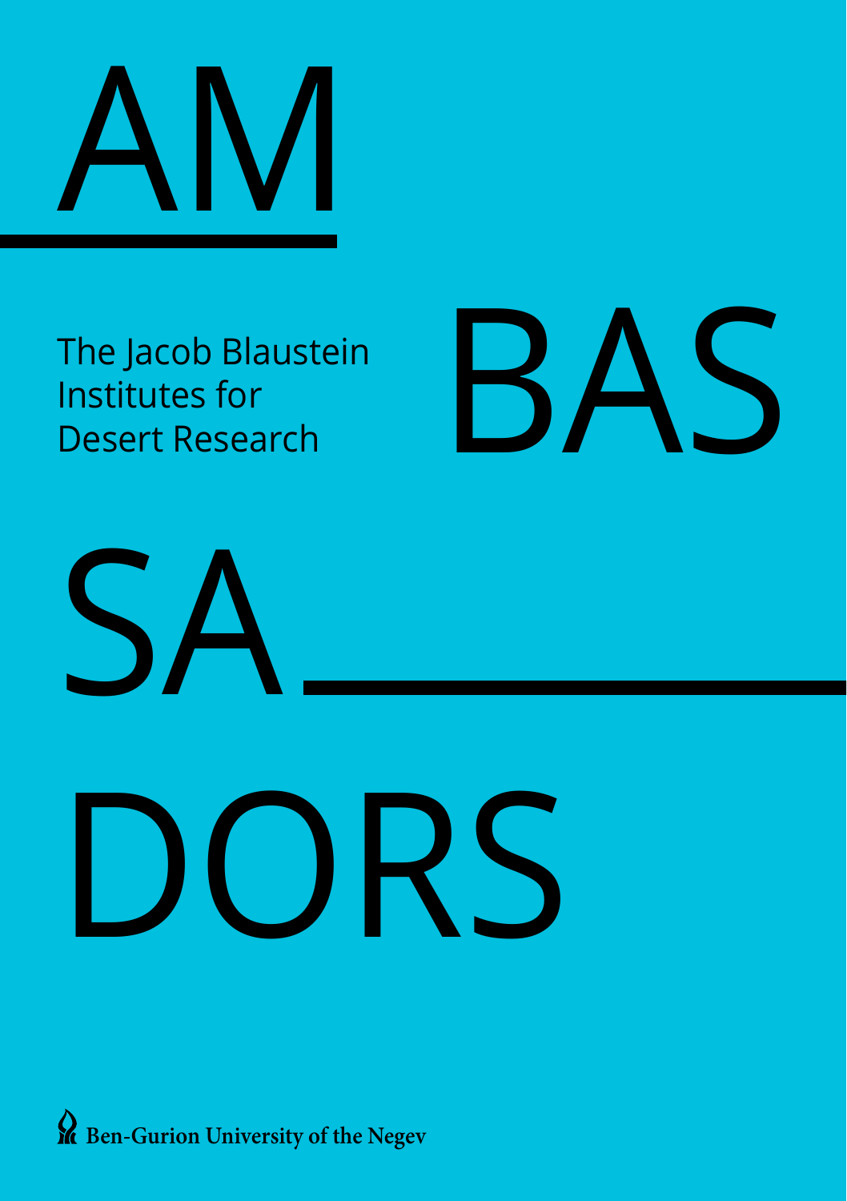# AMBASSADORS

The Jacob Blaustein Institutes for Desert Research

Ben-Gurion University of the Negev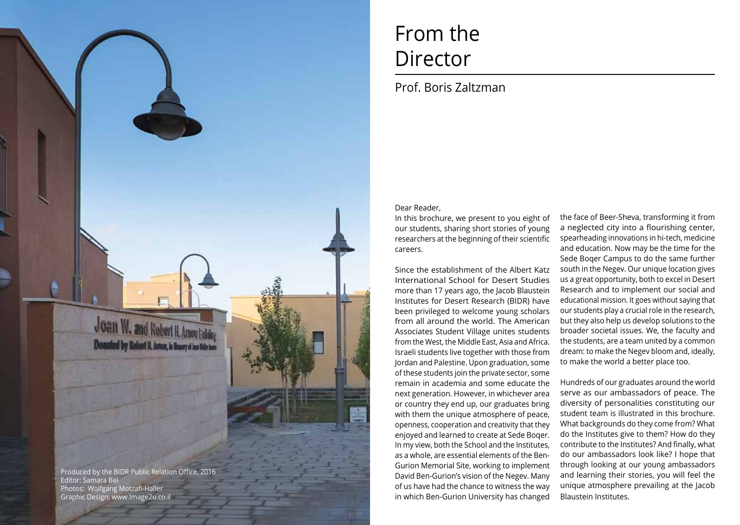# From the Director

## Prof. Boris Zaltzman

Dear Reader,

In this brochure, we present to you eight of our students, sharing short stories of young researchers at the beginning of their scientific careers.

Since the establishment of the Albert Katz International School for Desert Studies more than 17 years ago, the Jacob Blaustein Institutes for Desert Research (BIDR) have been privileged to welcome young scholars from all around the world. The American Associates Student Village unites students from the West, the Middle East, Asia and Africa. Israeli students live together with those from Jordan and Palestine. Upon graduation, some of these students join the private sector, some remain in academia and some educate the next generation. However, in whichever area or country they end up, our graduates bring with them the unique atmosphere of peace, openness, cooperation and creativity that they enjoyed and learned to create at Sede Boqer. In my view, both the School and the Institutes, as a whole, are essential elements of the Ben-Gurion Memorial Site, working to implement David Ben-Gurion's vision of the Negev. Many of us have had the chance to witness the way in which Ben-Gurion University has changed the face of Beer-Sheva, transforming it from a neglected city into a flourishing center, spearheading innovations in hi-tech, medicine and education. Now may be the time for the Sede Boqer Campus to do the same further south in the Negev. Our unique location gives us a great opportunity, both to excel in Desert Research and to implement our social and educational mission. It goes without saying that our students play a crucial role in the research, but they also help us develop solutions to the broader societal issues. We, the faculty and the students, are a team united by a common dream: to make the Negev bloom and, ideally, to make the world a better place too.

Hundreds of our graduates around the world serve as our ambassadors of peace. The diversity of personalities constituting our student team is illustrated in this brochure. What backgrounds do they come from? What do the Institutes give to them? How do they contribute to the Institutes? And finally, what do our ambassadors look like? I hope that through looking at our young ambassadors and learning their stories, you will feel the unique atmosphere prevailing at the Jacob Blaustein Institutes.

Produced by the BIDR Public Relation Office, 2016
Editor: Samara Bel
Photos: Wolfgang Motzafi-Haller
Graphic Design: www.Image2u.co.il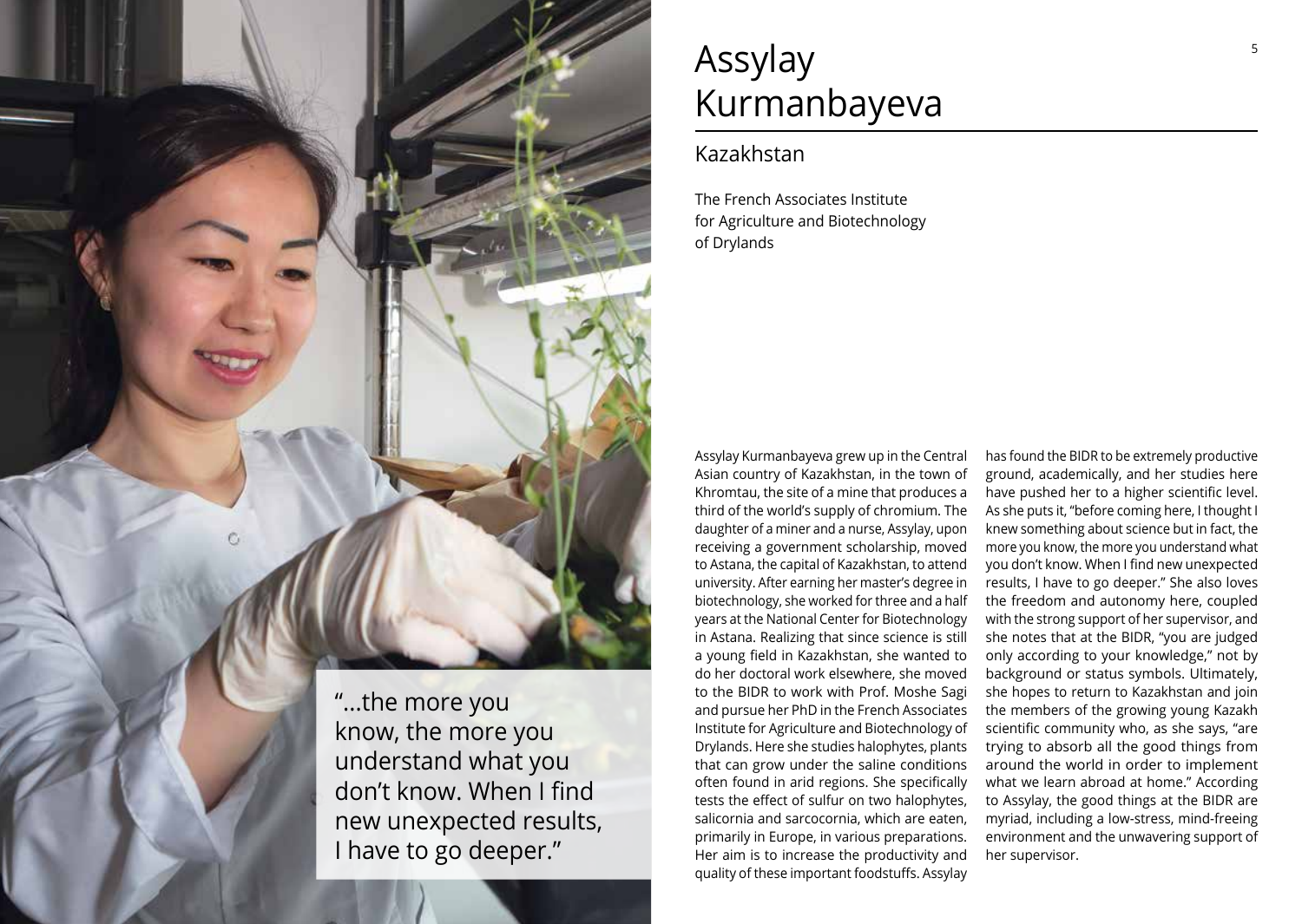# Assylay Kurmanbayeva

## Kazakhstan

The French Associates Institute for Agriculture and Biotechnology of Drylands

"...the more you know, the more you understand what you don't know. When I find new unexpected results, I have to go deeper."

Assylay Kurmanbayeva grew up in the Central Asian country of Kazakhstan, in the town of Khromtau, the site of a mine that produces a third of the world's supply of chromium. The daughter of a miner and a nurse, Assylay, upon receiving a government scholarship, moved to Astana, the capital of Kazakhstan, to attend university. After earning her master's degree in biotechnology, she worked for three and a half years at the National Center for Biotechnology in Astana. Realizing that since science is still a young field in Kazakhstan, she wanted to do her doctoral work elsewhere, she moved to the BIDR to work with Prof. Moshe Sagi and pursue her PhD in the French Associates Institute for Agriculture and Biotechnology of Drylands. Here she studies halophytes, plants that can grow under the saline conditions often found in arid regions. She specifically tests the effect of sulfur on two halophytes, salicornia and sarcocornia, which are eaten, primarily in Europe, in various preparations. Her aim is to increase the productivity and quality of these important foodstuffs. Assylay has found the BIDR to be extremely productive ground, academically, and her studies here have pushed her to a higher scientific level. As she puts it, "before coming here, I thought I knew something about science but in fact, the more you know, the more you understand what you don't know. When I find new unexpected results, I have to go deeper." She also loves the freedom and autonomy here, coupled with the strong support of her supervisor, and she notes that at the BIDR, "you are judged only according to your knowledge," not by background or status symbols. Ultimately, she hopes to return to Kazakhstan and join the members of the growing young Kazakh scientific community who, as she says, "are trying to absorb all the good things from around the world in order to implement what we learn abroad at home." According to Assylay, the good things at the BIDR are myriad, including a low-stress, mind-freeing environment and the unwavering support of her supervisor.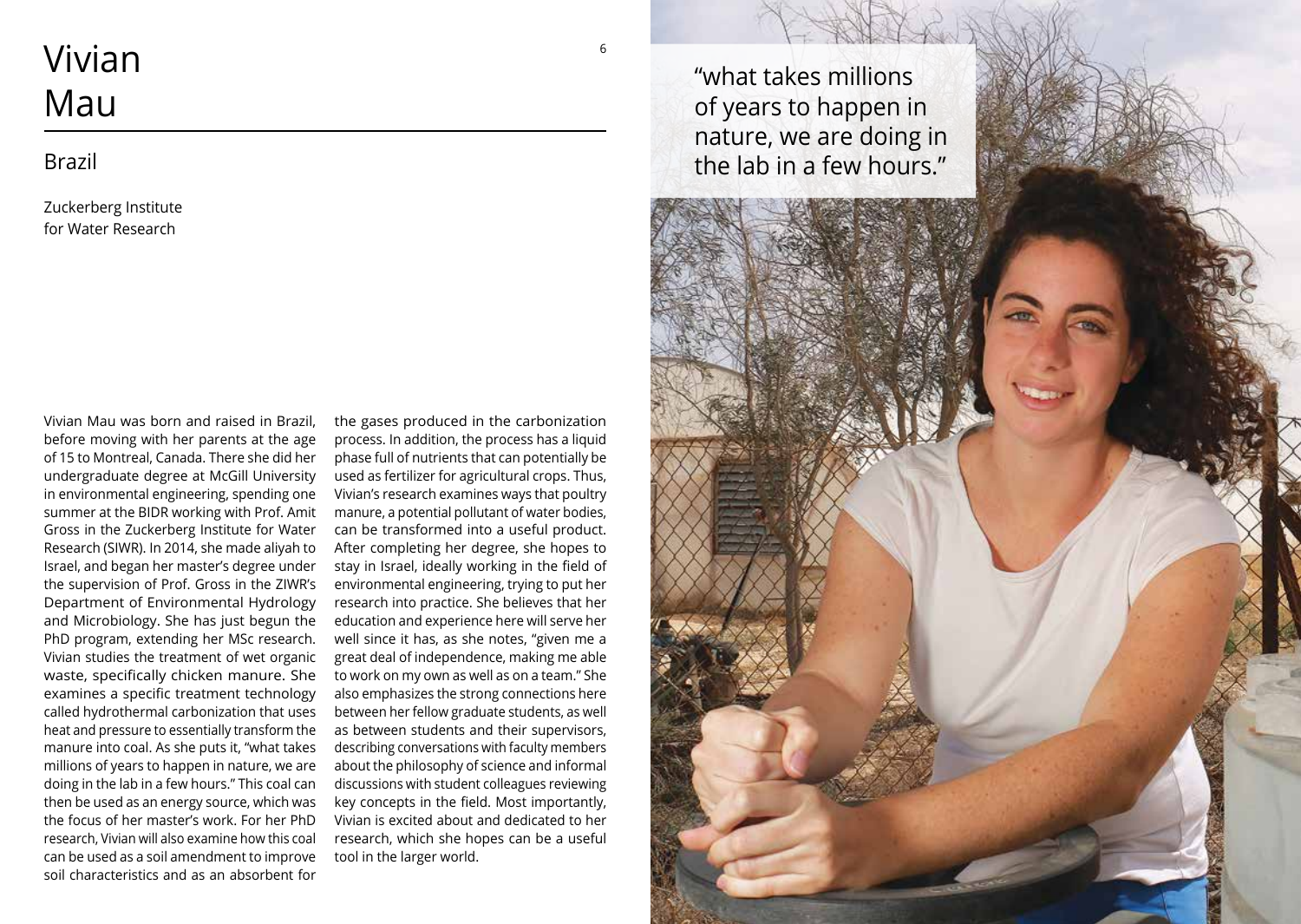# Vivian Mau

## Brazil

Zuckerberg Institute for Water Research

Vivian Mau was born and raised in Brazil, before moving with her parents at the age of 15 to Montreal, Canada. There she did her undergraduate degree at McGill University in environmental engineering, spending one summer at the BIDR working with Prof. Amit Gross in the Zuckerberg Institute for Water Research (SIWR). In 2014, she made aliyah to Israel, and began her master's degree under the supervision of Prof. Gross in the ZIWR's Department of Environmental Hydrology and Microbiology. She has just begun the PhD program, extending her MSc research. Vivian studies the treatment of wet organic waste, specifically chicken manure. She examines a specific treatment technology called hydrothermal carbonization that uses heat and pressure to essentially transform the manure into coal. As she puts it, "what takes millions of years to happen in nature, we are doing in the lab in a few hours." This coal can then be used as an energy source, which was the focus of her master's work. For her PhD research, Vivian will also examine how this coal can be used as a soil amendment to improve soil characteristics and as an absorbent for the gases produced in the carbonization process. In addition, the process has a liquid phase full of nutrients that can potentially be used as fertilizer for agricultural crops. Thus, Vivian's research examines ways that poultry manure, a potential pollutant of water bodies, can be transformed into a useful product. After completing her degree, she hopes to stay in Israel, ideally working in the field of environmental engineering, trying to put her research into practice. She believes that her education and experience here will serve her well since it has, as she notes, "given me a great deal of independence, making me able to work on my own as well as on a team." She also emphasizes the strong connections here between her fellow graduate students, as well as between students and their supervisors, describing conversations with faculty members about the philosophy of science and informal discussions with student colleagues reviewing key concepts in the field. Most importantly, Vivian is excited about and dedicated to her research, which she hopes can be a useful tool in the larger world.

"what takes millions of years to happen in nature, we are doing in the lab in a few hours."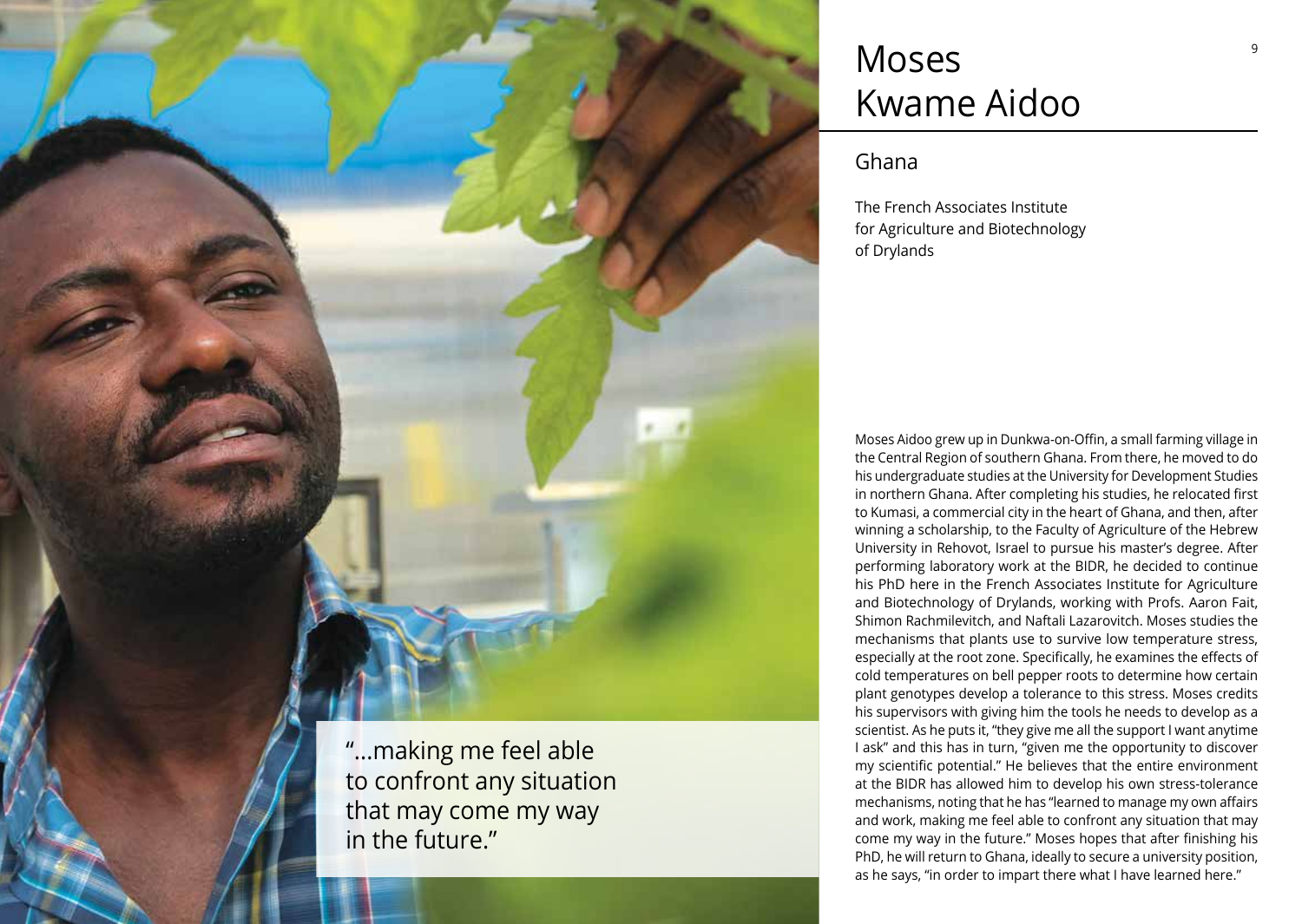# Moses Kwame Aidoo

## Ghana

The French Associates Institute for Agriculture and Biotechnology of Drylands

"...making me feel able to confront any situation that may come my way in the future."

Moses Aidoo grew up in Dunkwa-on-Offin, a small farming village in the Central Region of southern Ghana. From there, he moved to do his undergraduate studies at the University for Development Studies in northern Ghana. After completing his studies, he relocated first to Kumasi, a commercial city in the heart of Ghana, and then, after winning a scholarship, to the Faculty of Agriculture of the Hebrew University in Rehovot, Israel to pursue his master's degree. After performing laboratory work at the BIDR, he decided to continue his PhD here in the French Associates Institute for Agriculture and Biotechnology of Drylands, working with Profs. Aaron Fait, Shimon Rachmilevitch, and Naftali Lazarovitch. Moses studies the mechanisms that plants use to survive low temperature stress, especially at the root zone. Specifically, he examines the effects of cold temperatures on bell pepper roots to determine how certain plant genotypes develop a tolerance to this stress. Moses credits his supervisors with giving him the tools he needs to develop as a scientist. As he puts it, "they give me all the support I want anytime I ask" and this has in turn, "given me the opportunity to discover my scientific potential." He believes that the entire environment at the BIDR has allowed him to develop his own stress-tolerance mechanisms, noting that he has "learned to manage my own affairs and work, making me feel able to confront any situation that may come my way in the future." Moses hopes that after finishing his PhD, he will return to Ghana, ideally to secure a university position, as he says, "in order to impart there what I have learned here."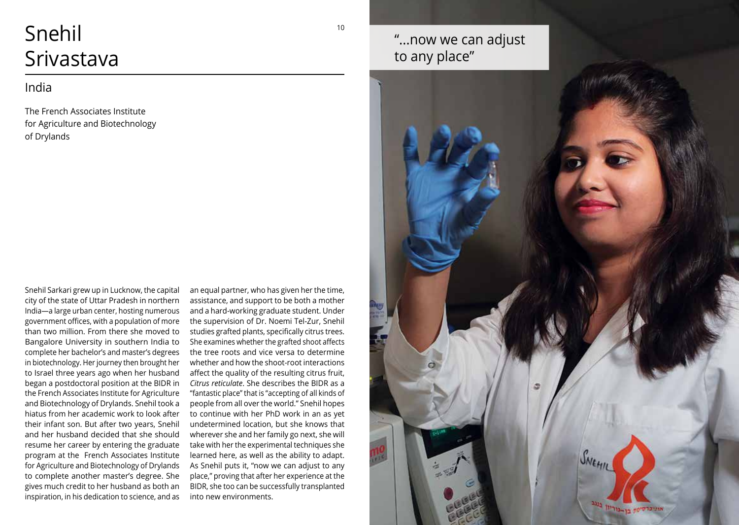# Snehil Srivastava

## India

The French Associates Institute for Agriculture and Biotechnology of Drylands

"...now we can adjust to any place"

Snehil Sarkari grew up in Lucknow, the capital city of the state of Uttar Pradesh in northern India—a large urban center, hosting numerous government offices, with a population of more than two million. From there she moved to Bangalore University in southern India to complete her bachelor's and master's degrees in biotechnology. Her journey then brought her to Israel three years ago when her husband began a postdoctoral position at the BIDR in the French Associates Institute for Agriculture and Biotechnology of Drylands. Snehil took a hiatus from her academic work to look after their infant son. But after two years, Snehil and her husband decided that she should resume her career by entering the graduate program at the French Associates Institute for Agriculture and Biotechnology of Drylands to complete another master's degree. She gives much credit to her husband as both an inspiration, in his dedication to science, and as an equal partner, who has given her the time, assistance, and support to be both a mother and a hard-working graduate student. Under the supervision of Dr. Noemi Tel-Zur, Snehil studies grafted plants, specifically citrus trees. She examines whether the grafted shoot affects the tree roots and vice versa to determine whether and how the shoot-root interactions affect the quality of the resulting citrus fruit, *Citrus reticulate*. She describes the BIDR as a "fantastic place" that is "accepting of all kinds of people from all over the world." Snehil hopes to continue with her PhD work in an as yet undetermined location, but she knows that wherever she and her family go next, she will take with her the experimental techniques she learned here, as well as the ability to adapt. As Snehil puts it, "now we can adjust to any place," proving that after her experience at the BIDR, she too can be successfully transplanted into new environments.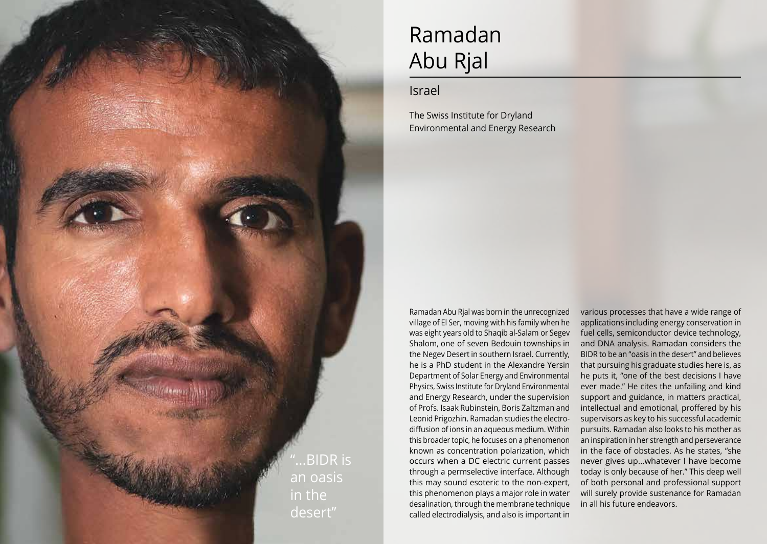# Ramadan Abu Rjal

## Israel

The Swiss Institute for Dryland Environmental and Energy Research

"...BIDR is an oasis in the desert"

Ramadan Abu Rjal was born in the unrecognized village of El Ser, moving with his family when he was eight years old to Shaqib al-Salam or Segev Shalom, one of seven Bedouin townships in the Negev Desert in southern Israel. Currently, he is a PhD student in the Alexandre Yersin Department of Solar Energy and Environmental Physics, Swiss Institute for Dryland Environmental and Energy Research, under the supervision of Profs. Isaak Rubinstein, Boris Zaltzman and Leonid Prigozhin. Ramadan studies the electro-diffusion of ions in an aqueous medium. Within this broader topic, he focuses on a phenomenon known as concentration polarization, which occurs when a DC electric current passes through a permselective interface. Although this may sound esoteric to the non-expert, this phenomenon plays a major role in water desalination, through the membrane technique called electrodialysis, and also is important in various processes that have a wide range of applications including energy conservation in fuel cells, semiconductor device technology, and DNA analysis. Ramadan considers the BIDR to be an "oasis in the desert" and believes that pursuing his graduate studies here is, as he puts it, "one of the best decisions I have ever made." He cites the unfailing and kind support and guidance, in matters practical, intellectual and emotional, proffered by his supervisors as key to his successful academic pursuits. Ramadan also looks to his mother as an inspiration in her strength and perseverance in the face of obstacles. As he states, "she never gives up...whatever I have become today is only because of her." This deep well of both personal and professional support will surely provide sustenance for Ramadan in all his future endeavors.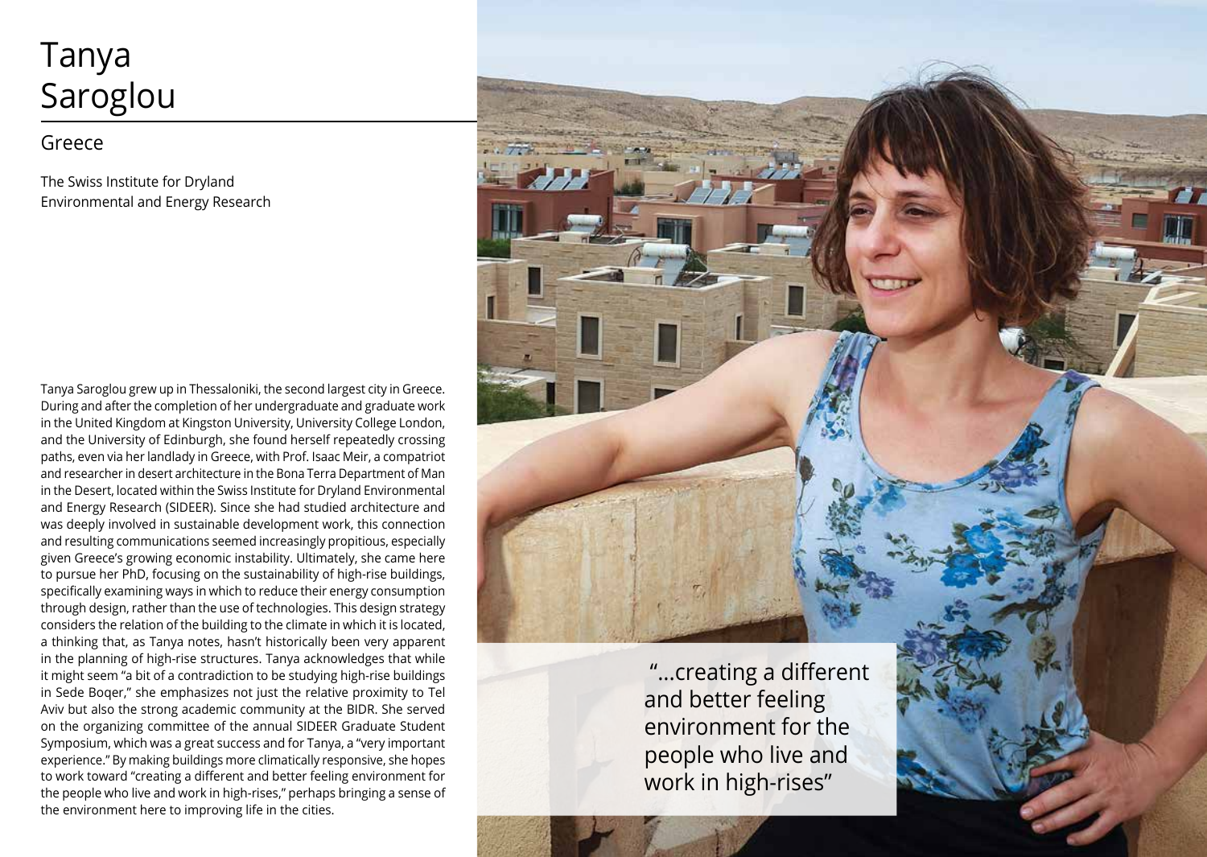# Tanya Saroglou

## Greece

The Swiss Institute for Dryland Environmental and Energy Research

Tanya Saroglou grew up in Thessaloniki, the second largest city in Greece. During and after the completion of her undergraduate and graduate work in the United Kingdom at Kingston University, University College London, and the University of Edinburgh, she found herself repeatedly crossing paths, even via her landlady in Greece, with Prof. Isaac Meir, a compatriot and researcher in desert architecture in the Bona Terra Department of Man in the Desert, located within the Swiss Institute for Dryland Environmental and Energy Research (SIDEER). Since she had studied architecture and was deeply involved in sustainable development work, this connection and resulting communications seemed increasingly propitious, especially given Greece's growing economic instability. Ultimately, she came here to pursue her PhD, focusing on the sustainability of high-rise buildings, specifically examining ways in which to reduce their energy consumption through design, rather than the use of technologies. This design strategy considers the relation of the building to the climate in which it is located, a thinking that, as Tanya notes, hasn't historically been very apparent in the planning of high-rise structures. Tanya acknowledges that while it might seem "a bit of a contradiction to be studying high-rise buildings in Sede Boqer," she emphasizes not just the relative proximity to Tel Aviv but also the strong academic community at the BIDR. She served on the organizing committee of the annual SIDEER Graduate Student Symposium, which was a great success and for Tanya, a "very important experience." By making buildings more climatically responsive, she hopes to work toward "creating a different and better feeling environment for the people who live and work in high-rises," perhaps bringing a sense of the environment here to improving life in the cities.

> "...creating a different and better feeling environment for the people who live and work in high-rises"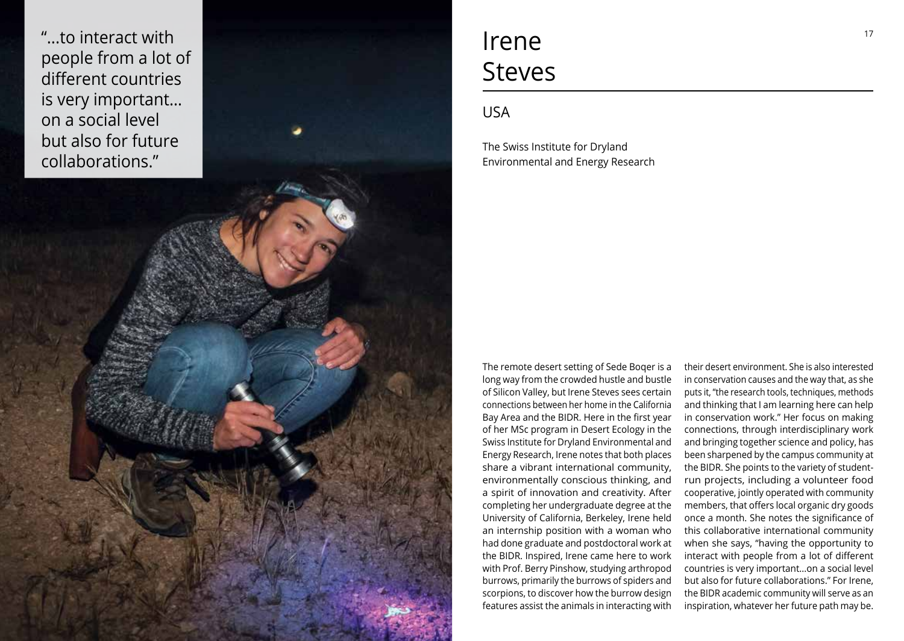"...to interact with people from a lot of different countries is very important... on a social level but also for future collaborations."

# Irene Steves

## USA

The Swiss Institute for Dryland Environmental and Energy Research

The remote desert setting of Sede Boqer is a long way from the crowded hustle and bustle of Silicon Valley, but Irene Steves sees certain connections between her home in the California Bay Area and the BIDR. Here in the first year of her MSc program in Desert Ecology in the Swiss Institute for Dryland Environmental and Energy Research, Irene notes that both places share a vibrant international community, environmentally conscious thinking, and a spirit of innovation and creativity. After completing her undergraduate degree at the University of California, Berkeley, Irene held an internship position with a woman who had done graduate and postdoctoral work at the BIDR. Inspired, Irene came here to work with Prof. Berry Pinshow, studying arthropod burrows, primarily the burrows of spiders and scorpions, to discover how the burrow design features assist the animals in interacting with their desert environment. She is also interested in conservation causes and the way that, as she puts it, "the research tools, techniques, methods and thinking that I am learning here can help in conservation work." Her focus on making connections, through interdisciplinary work and bringing together science and policy, has been sharpened by the campus community at the BIDR. She points to the variety of student-run projects, including a volunteer food cooperative, jointly operated with community members, that offers local organic dry goods once a month. She notes the significance of this collaborative international community when she says, "having the opportunity to interact with people from a lot of different countries is very important...on a social level but also for future collaborations." For Irene, the BIDR academic community will serve as an inspiration, whatever her future path may be.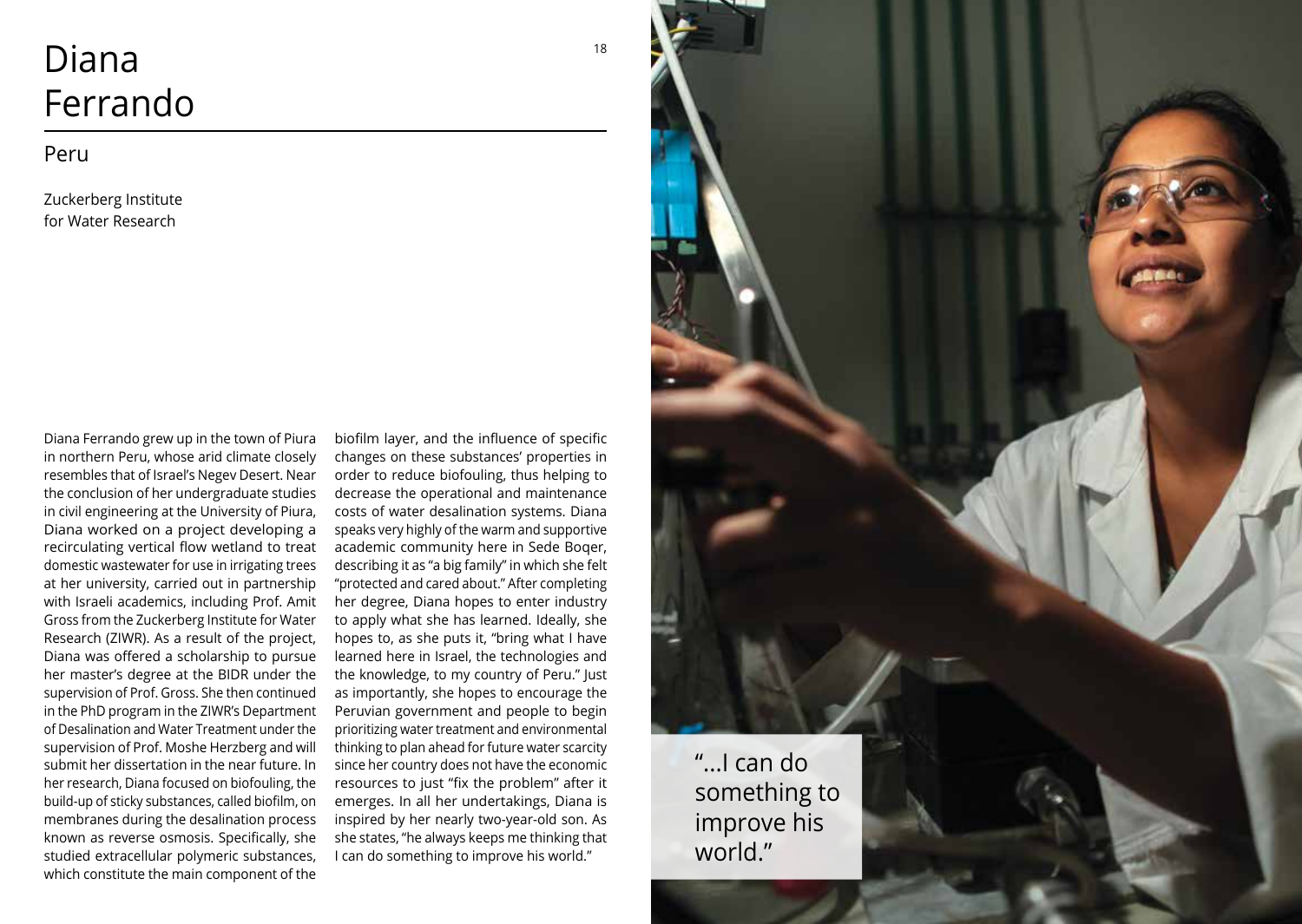# Diana Ferrando

## Peru

Zuckerberg Institute
for Water Research

Diana Ferrando grew up in the town of Piura in northern Peru, whose arid climate closely resembles that of Israel's Negev Desert. Near the conclusion of her undergraduate studies in civil engineering at the University of Piura, Diana worked on a project developing a recirculating vertical flow wetland to treat domestic wastewater for use in irrigating trees at her university, carried out in partnership with Israeli academics, including Prof. Amit Gross from the Zuckerberg Institute for Water Research (ZIWR). As a result of the project, Diana was offered a scholarship to pursue her master's degree at the BIDR under the supervision of Prof. Gross. She then continued in the PhD program in the ZIWR's Department of Desalination and Water Treatment under the supervision of Prof. Moshe Herzberg and will submit her dissertation in the near future. In her research, Diana focused on biofouling, the build-up of sticky substances, called biofilm, on membranes during the desalination process known as reverse osmosis. Specifically, she studied extracellular polymeric substances, which constitute the main component of the biofilm layer, and the influence of specific changes on these substances' properties in order to reduce biofouling, thus helping to decrease the operational and maintenance costs of water desalination systems. Diana speaks very highly of the warm and supportive academic community here in Sede Boqer, describing it as "a big family" in which she felt "protected and cared about." After completing her degree, Diana hopes to enter industry to apply what she has learned. Ideally, she hopes to, as she puts it, "bring what I have learned here in Israel, the technologies and the knowledge, to my country of Peru." Just as importantly, she hopes to encourage the Peruvian government and people to begin prioritizing water treatment and environmental thinking to plan ahead for future water scarcity since her country does not have the economic resources to just "fix the problem" after it emerges. In all her undertakings, Diana is inspired by her nearly two-year-old son. As she states, "he always keeps me thinking that I can do something to improve his world."

"...I can do something to improve his world."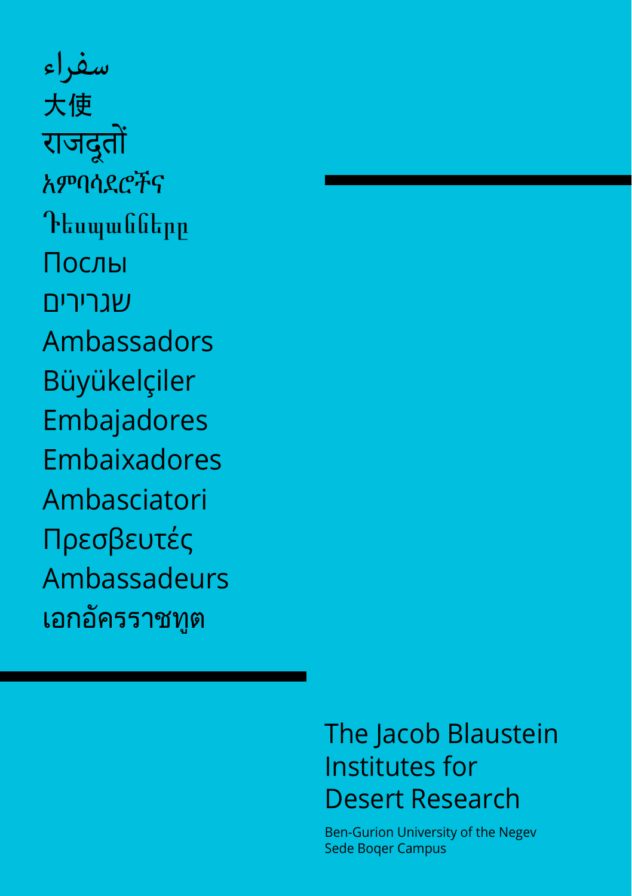سفراء
大使
राजदूतों
አምባሳደሮችና
Դեսպանները
Послы
שגרירים
Ambassadors
Büyükelçiler
Embajadores
Embaixadores
Ambasciatori
Πρεσβευτές
Ambassadeurs
เอกอัครราชทูต

The Jacob Blaustein Institutes for Desert Research

Ben-Gurion University of the Negev
Sede Boqer Campus